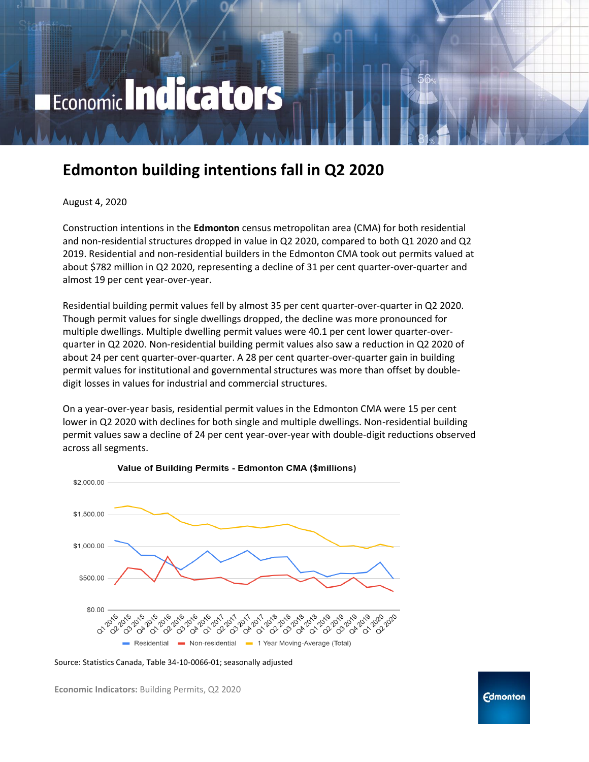Economic **Indicators**

# Edmonton building intentions fall in Q2 2020

August 4, 2020

Construction intentions in the **Edmonton** census metropolitan area (CMA) for both residential and non-residential structures dropped in value in Q2 2020, compared to both Q1 2020 and Q2 2019. Residential and non-residential builders in the Edmonton CMA took out permits valued at about $782 million in Q2 2020, representing a decline of 31 per cent quarter-over-quarter and almost 19 per cent year-over-year.

Residential building permit values fell by almost 35 per cent quarter-over-quarter in Q2 2020. Though permit values for single dwellings dropped, the decline was more pronounced for multiple dwellings. Multiple dwelling permit values were 40.1 per cent lower quarter-over-quarter in Q2 2020. Non-residential building permit values also saw a reduction in Q2 2020 of about 24 per cent quarter-over-quarter. A 28 per cent quarter-over-quarter gain in building permit values for institutional and governmental structures was more than offset by double-digit losses in values for industrial and commercial structures.

On a year-over-year basis, residential permit values in the Edmonton CMA were 15 per cent lower in Q2 2020 with declines for both single and multiple dwellings. Non-residential building permit values saw a decline of 24 per cent year-over-year with double-digit reductions observed across all segments.

**Value of Building Permits - Edmonton CMA ($millions)**

Source: Statistics Canada, Table 34-10-0066-01; seasonally adjusted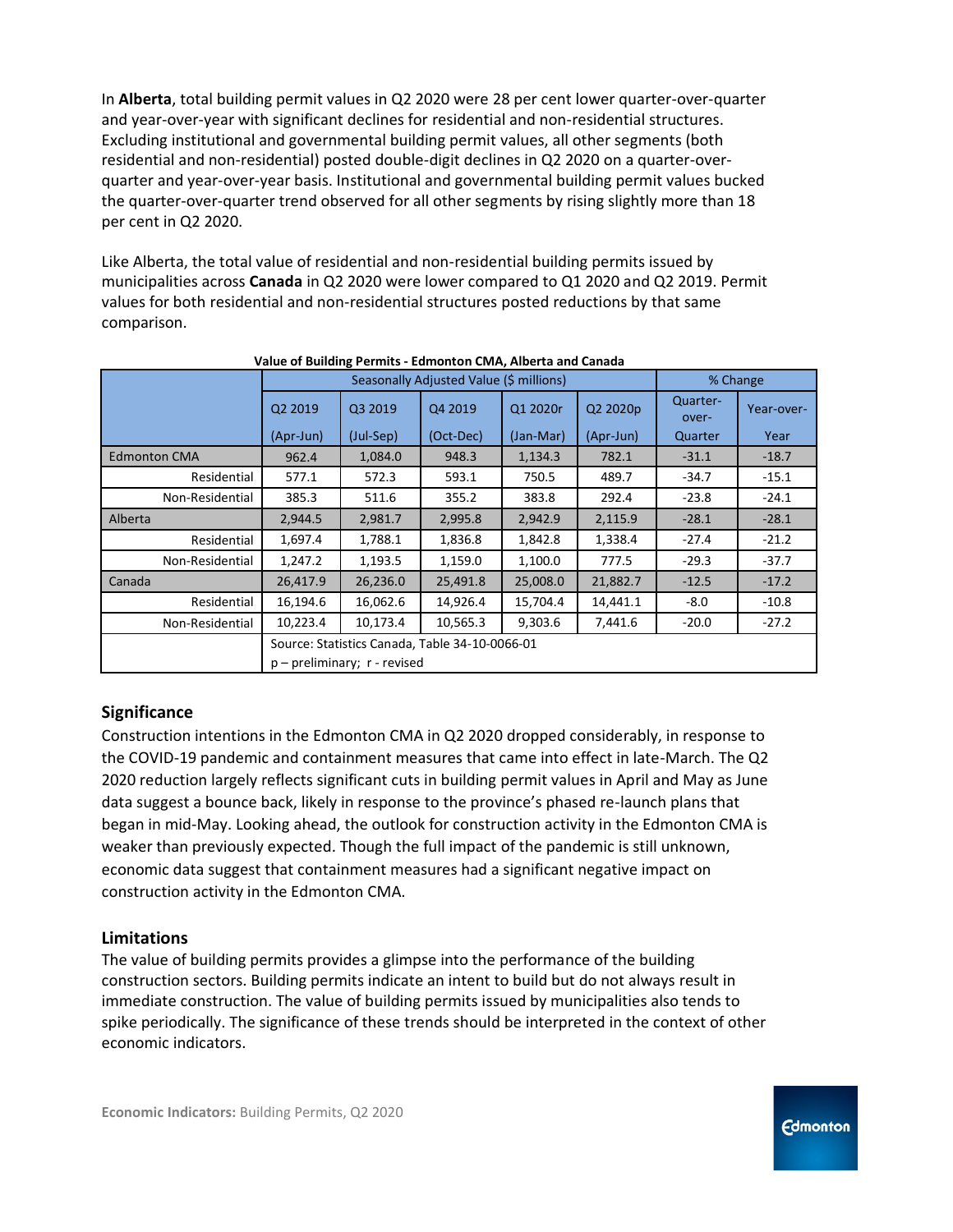In **Alberta**, total building permit values in Q2 2020 were 28 per cent lower quarter-over-quarter and year-over-year with significant declines for residential and non-residential structures. Excluding institutional and governmental building permit values, all other segments (both residential and non-residential) posted double-digit declines in Q2 2020 on a quarter-over-quarter and year-over-year basis. Institutional and governmental building permit values bucked the quarter-over-quarter trend observed for all other segments by rising slightly more than 18 per cent in Q2 2020.

Like Alberta, the total value of residential and non-residential building permits issued by municipalities across **Canada** in Q2 2020 were lower compared to Q1 2020 and Q2 2019. Permit values for both residential and non-residential structures posted reductions by that same comparison.

**Value of Building Permits - Edmonton CMA, Alberta and Canada**

| | Seasonally Adjusted Value ($ millions) | | | | | % Change | |
|---|---|---|---|---|---|---|---|
| | Q2 2019 (Apr-Jun) | Q3 2019 (Jul-Sep) | Q4 2019 (Oct-Dec) | Q1 2020r (Jan-Mar) | Q2 2020p (Apr-Jun) | Quarter-over-Quarter | Year-over-Year |
| Edmonton CMA | 962.4 | 1,084.0 | 948.3 | 1,134.3 | 782.1 | -31.1 | -18.7 |
| Residential | 577.1 | 572.3 | 593.1 | 750.5 | 489.7 | -34.7 | -15.1 |
| Non-Residential | 385.3 | 511.6 | 355.2 | 383.8 | 292.4 | -23.8 | -24.1 |
| Alberta | 2,944.5 | 2,981.7 | 2,995.8 | 2,942.9 | 2,115.9 | -28.1 | -28.1 |
| Residential | 1,697.4 | 1,788.1 | 1,836.8 | 1,842.8 | 1,338.4 | -27.4 | -21.2 |
| Non-Residential | 1,247.2 | 1,193.5 | 1,159.0 | 1,100.0 | 777.5 | -29.3 | -37.7 |
| Canada | 26,417.9 | 26,236.0 | 25,491.8 | 25,008.0 | 21,882.7 | -12.5 | -17.2 |
| Residential | 16,194.6 | 16,062.6 | 14,926.4 | 15,704.4 | 14,441.1 | -8.0 | -10.8 |
| Non-Residential | 10,223.4 | 10,173.4 | 10,565.3 | 9,303.6 | 7,441.6 | -20.0 | -27.2 |
| | Source: Statistics Canada, Table 34-10-0066-01<br>p – preliminary; r - revised | | | | | | |

## Significance

Construction intentions in the Edmonton CMA in Q2 2020 dropped considerably, in response to the COVID-19 pandemic and containment measures that came into effect in late-March. The Q2 2020 reduction largely reflects significant cuts in building permit values in April and May as June data suggest a bounce back, likely in response to the province's phased re-launch plans that began in mid-May. Looking ahead, the outlook for construction activity in the Edmonton CMA is weaker than previously expected. Though the full impact of the pandemic is still unknown, economic data suggest that containment measures had a significant negative impact on construction activity in the Edmonton CMA.

## Limitations

The value of building permits provides a glimpse into the performance of the building construction sectors. Building permits indicate an intent to build but do not always result in immediate construction. The value of building permits issued by municipalities also tends to spike periodically. The significance of these trends should be interpreted in the context of other economic indicators.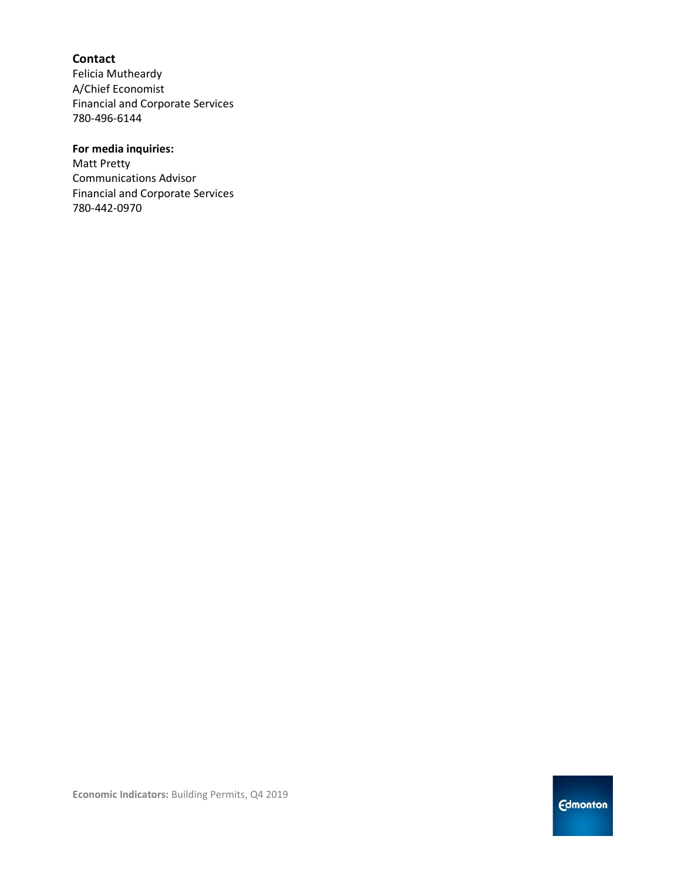**Contact**
Felicia Mutheardy
A/Chief Economist
Financial and Corporate Services
780-496-6144

**For media inquiries:**
Matt Pretty
Communications Advisor
Financial and Corporate Services
780-442-0970